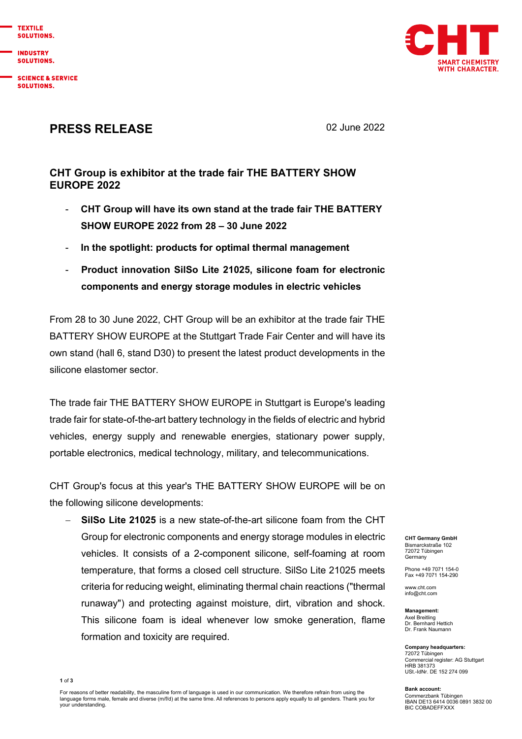TEXTILE SOLUTIONS.

INDUSTRY SOLUTIONS.

SCIENCE & SERVICE SOLUTIONS.

CHT
SMART CHEMISTRY WITH CHARACTER.

# PRESS RELEASE

02 June 2022

## CHT Group is exhibitor at the trade fair THE BATTERY SHOW EUROPE 2022

- **CHT Group will have its own stand at the trade fair THE BATTERY SHOW EUROPE 2022 from 28 – 30 June 2022**
- **In the spotlight: products for optimal thermal management**
- **Product innovation SilSo Lite 21025, silicone foam for electronic components and energy storage modules in electric vehicles**

From 28 to 30 June 2022, CHT Group will be an exhibitor at the trade fair THE BATTERY SHOW EUROPE at the Stuttgart Trade Fair Center and will have its own stand (hall 6, stand D30) to present the latest product developments in the silicone elastomer sector.

The trade fair THE BATTERY SHOW EUROPE in Stuttgart is Europe's leading trade fair for state-of-the-art battery technology in the fields of electric and hybrid vehicles, energy supply and renewable energies, stationary power supply, portable electronics, medical technology, military, and telecommunications.

CHT Group's focus at this year's THE BATTERY SHOW EUROPE will be on the following silicone developments:

- **SilSo Lite 21025** is a new state-of-the-art silicone foam from the CHT Group for electronic components and energy storage modules in electric vehicles. It consists of a 2-component silicone, self-foaming at room temperature, that forms a closed cell structure. SilSo Lite 21025 meets criteria for reducing weight, eliminating thermal chain reactions ("thermal runaway") and protecting against moisture, dirt, vibration and shock. This silicone foam is ideal whenever low smoke generation, flame formation and toxicity are required.

**CHT Germany GmbH**
Bismarckstraße 102
72072 Tübingen
Germany

Phone +49 7071 154-0
Fax +49 7071 154-290

www.cht.com
info@cht.com

**Management:**
Axel Breitling
Dr. Bernhard Hettich
Dr. Frank Naumann

**Company headquarters:**
72072 Tübingen
Commercial register: AG Stuttgart
HRB 381373
USt.-IdNr. DE 152 274 099

**Bank account:**
Commerzbank Tübingen
IBAN DE13 6414 0036 0891 3832 00
BIC COBADEFFXXX

For reasons of better readability, the masculine form of language is used in our communication. We therefore refrain from using the language forms male, female and diverse (m/f/d) at the same time. All references to persons apply equally to all genders. Thank you for your understanding.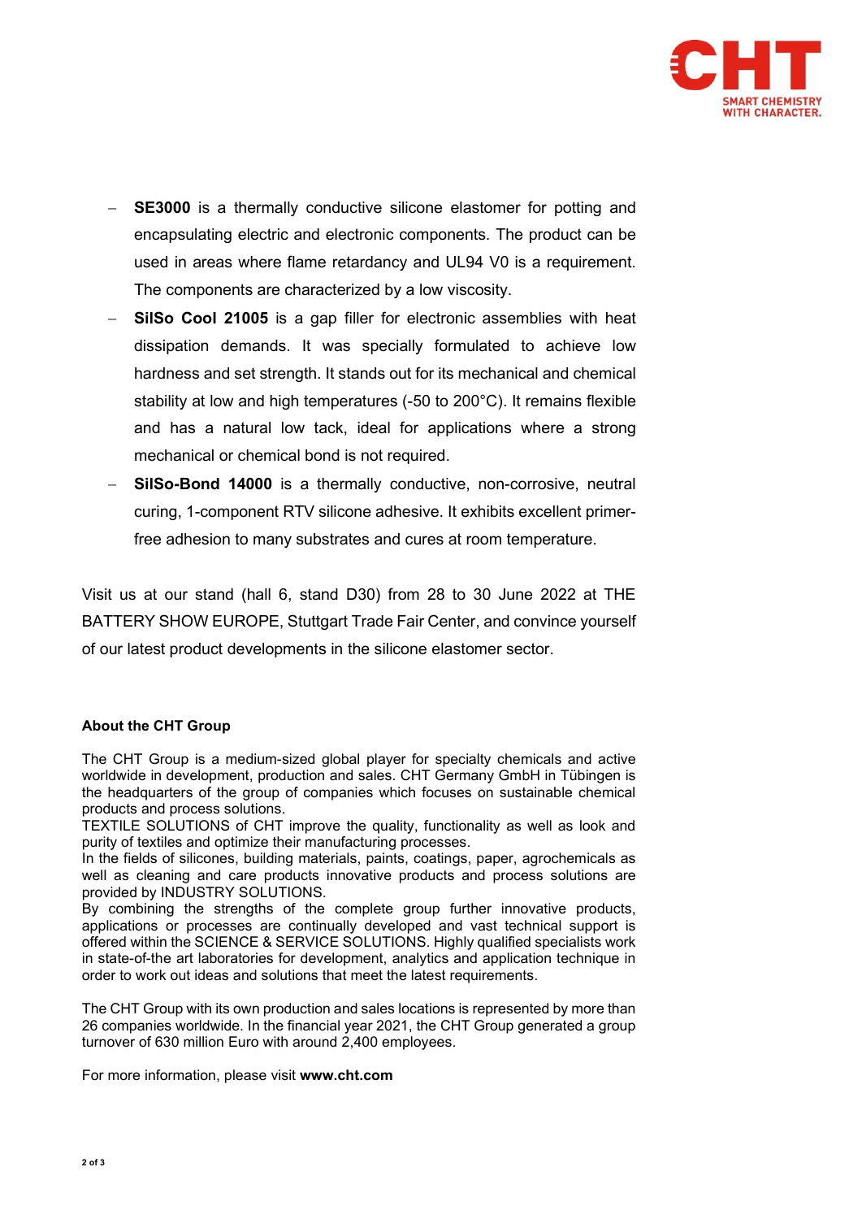- **SE3000** is a thermally conductive silicone elastomer for potting and encapsulating electric and electronic components. The product can be used in areas where flame retardancy and UL94 V0 is a requirement. The components are characterized by a low viscosity.
- **SilSo Cool 21005** is a gap filler for electronic assemblies with heat dissipation demands. It was specially formulated to achieve low hardness and set strength. It stands out for its mechanical and chemical stability at low and high temperatures (-50 to 200°C). It remains flexible and has a natural low tack, ideal for applications where a strong mechanical or chemical bond is not required.
- **SilSo-Bond 14000** is a thermally conductive, non-corrosive, neutral curing, 1-component RTV silicone adhesive. It exhibits excellent primer-free adhesion to many substrates and cures at room temperature.

Visit us at our stand (hall 6, stand D30) from 28 to 30 June 2022 at THE BATTERY SHOW EUROPE, Stuttgart Trade Fair Center, and convince yourself of our latest product developments in the silicone elastomer sector.

**About the CHT Group**

The CHT Group is a medium-sized global player for specialty chemicals and active worldwide in development, production and sales. CHT Germany GmbH in Tübingen is the headquarters of the group of companies which focuses on sustainable chemical products and process solutions.
TEXTILE SOLUTIONS of CHT improve the quality, functionality as well as look and purity of textiles and optimize their manufacturing processes.
In the fields of silicones, building materials, paints, coatings, paper, agrochemicals as well as cleaning and care products innovative products and process solutions are provided by INDUSTRY SOLUTIONS.
By combining the strengths of the complete group further innovative products, applications or processes are continually developed and vast technical support is offered within the SCIENCE & SERVICE SOLUTIONS. Highly qualified specialists work in state-of-the art laboratories for development, analytics and application technique in order to work out ideas and solutions that meet the latest requirements.

The CHT Group with its own production and sales locations is represented by more than 26 companies worldwide. In the financial year 2021, the CHT Group generated a group turnover of 630 million Euro with around 2,400 employees.

For more information, please visit **www.cht.com**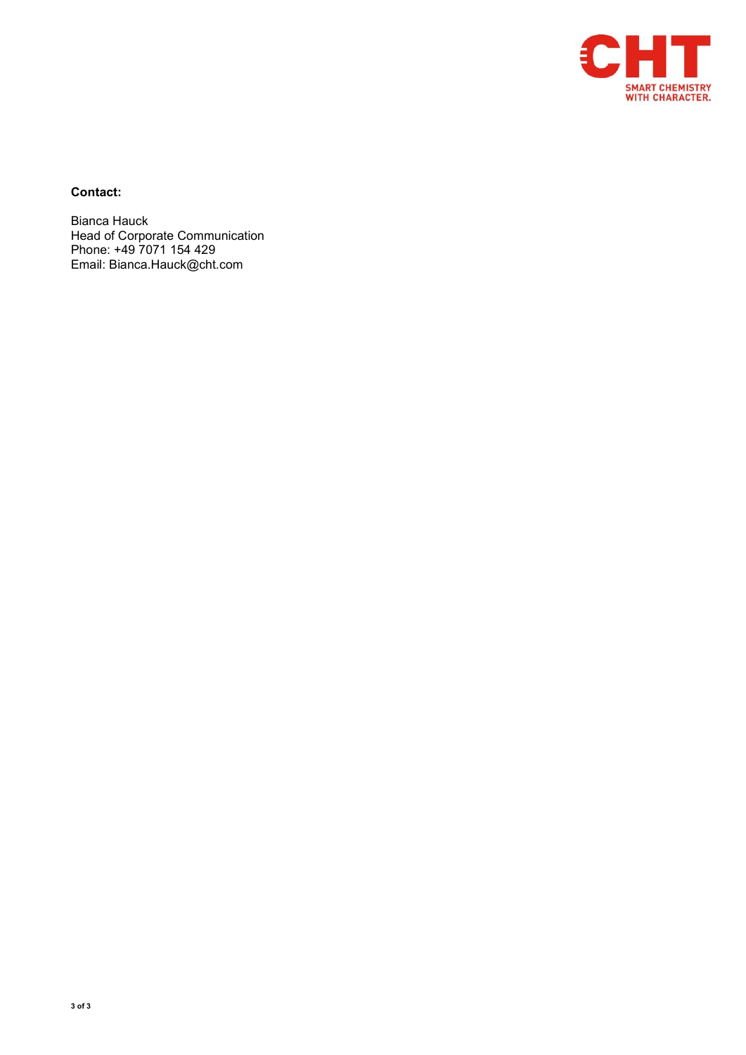**Contact:**

Bianca Hauck
Head of Corporate Communication
Phone: +49 7071 154 429
Email: Bianca.Hauck@cht.com